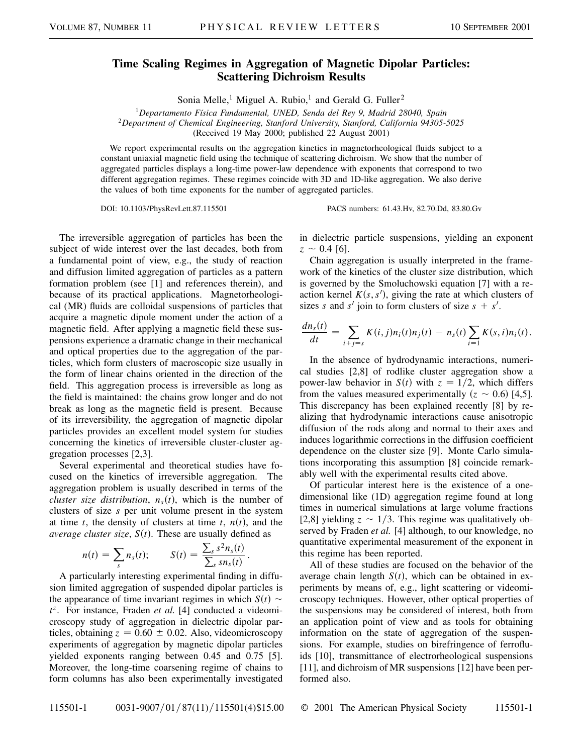# Time Scaling Regimes in Aggregation of Magnetic Dipolar Particles: Scattering Dichroism Results

Sonia Melle,[1] Miguel A. Rubio,[1] and Gerald G. Fuller[2]

[1]*Departamento Física Fundamental, UNED, Senda del Rey 9, Madrid 28040, Spain*
[2]*Department of Chemical Engineering, Stanford University, Stanford, California 94305-5025*
(Received 19 May 2000; published 22 August 2001)

We report experimental results on the aggregation kinetics in magnetorheological fluids subject to a constant uniaxial magnetic field using the technique of scattering dichroism. We show that the number of aggregated particles displays a long-time power-law dependence with exponents that correspond to two different aggregation regimes. These regimes coincide with 3D and 1D-like aggregation. We also derive the values of both time exponents for the number of aggregated particles.

DOI: 10.1103/PhysRevLett.87.115501 PACS numbers: 61.43.Hv, 82.70.Dd, 83.80.Gv

The irreversible aggregation of particles has been the subject of wide interest over the last decades, both from a fundamental point of view, e.g., the study of reaction and diffusion limited aggregation of particles as a pattern formation problem (see [1] and references therein), and because of its practical applications. Magnetorheological (MR) fluids are colloidal suspensions of particles that acquire a magnetic dipole moment under the action of a magnetic field. After applying a magnetic field these suspensions experience a dramatic change in their mechanical and optical properties due to the aggregation of the particles, which form clusters of macroscopic size usually in the form of linear chains oriented in the direction of the field. This aggregation process is irreversible as long as the field is maintained: the chains grow longer and do not break as long as the magnetic field is present. Because of its irreversibility, the aggregation of magnetic dipolar particles provides an excellent model system for studies concerning the kinetics of irreversible cluster-cluster aggregation processes [2,3].

Several experimental and theoretical studies have focused on the kinetics of irreversible aggregation. The aggregation problem is usually described in terms of the *cluster size distribution*, $n_s(t)$, which is the number of clusters of size $s$ per unit volume present in the system at time $t$, the density of clusters at time $t$, $n(t)$, and the *average cluster size*, $S(t)$. These are usually defined as

$$n(t) = \sum_s n_s(t); \qquad S(t) = \frac{\sum_s s^2 n_s(t)}{\sum_s s n_s(t)}.$$

A particularly interesting experimental finding in diffusion limited aggregation of suspended dipolar particles is the appearance of time invariant regimes in which $S(t) \sim t^z$. For instance, Fraden *et al.* [4] conducted a videomicroscopy study of aggregation in dielectric dipolar particles, obtaining $z = 0.60 \pm 0.02$. Also, videomicroscopy experiments of aggregation by magnetic dipolar particles yielded exponents ranging between 0.45 and 0.75 [5]. Moreover, the long-time coarsening regime of chains to form columns has also been experimentally investigated in dielectric particle suspensions, yielding an exponent $z \sim 0.4$ [6].

Chain aggregation is usually interpreted in the framework of the kinetics of the cluster size distribution, which is governed by the Smoluchowski equation [7] with a reaction kernel $K(s, s')$, giving the rate at which clusters of sizes $s$ and $s'$ join to form clusters of size $s + s'$.

$$\frac{dn_s(t)}{dt} = \sum_{i+j=s} K(i,j)n_i(t)n_j(t) - n_s(t)\sum_{i=1} K(s,i)n_i(t).$$

In the absence of hydrodynamic interactions, numerical studies [2,8] of rodlike cluster aggregation show a power-law behavior in $S(t)$ with $z = 1/2$, which differs from the values measured experimentally ($z \sim 0.6$) [4,5]. This discrepancy has been explained recently [8] by realizing that hydrodynamic interactions cause anisotropic diffusion of the rods along and normal to their axes and induces logarithmic corrections in the diffusion coefficient dependence on the cluster size [9]. Monte Carlo simulations incorporating this assumption [8] coincide remarkably well with the experimental results cited above.

Of particular interest here is the existence of a one-dimensional like (1D) aggregation regime found at long times in numerical simulations at large volume fractions [2,8] yielding $z \sim 1/3$. This regime was qualitatively observed by Fraden *et al.* [4] although, to our knowledge, no quantitative experimental measurement of the exponent in this regime has been reported.

All of these studies are focused on the behavior of the average chain length $S(t)$, which can be obtained in experiments by means of, e.g., light scattering or videomicroscopy techniques. However, other optical properties of the suspensions may be considered of interest, both from an application point of view and as tools for obtaining information on the state of aggregation of the suspensions. For example, studies on birefringence of ferrofluids [10], transmittance of electrorheological suspensions [11], and dichroism of MR suspensions [12] have been performed also.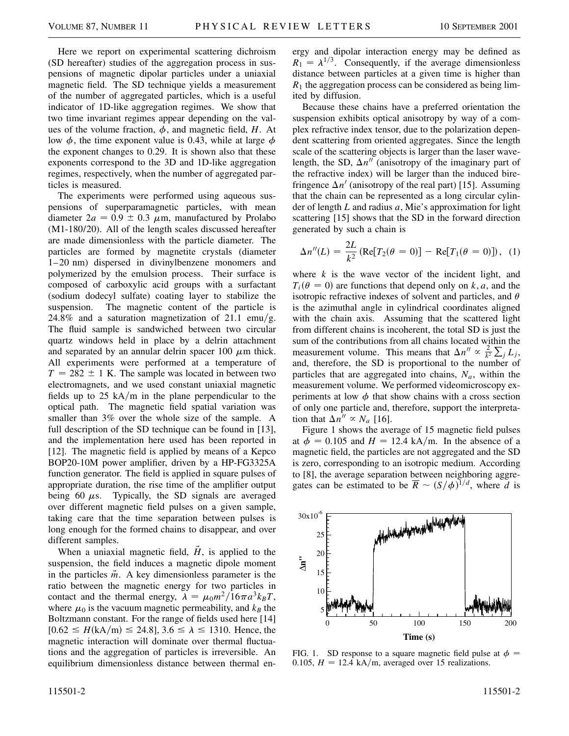Here we report on experimental scattering dichroism (SD hereafter) studies of the aggregation process in suspensions of magnetic dipolar particles under a uniaxial magnetic field. The SD technique yields a measurement of the number of aggregated particles, which is a useful indicator of 1D-like aggregation regimes. We show that two time invariant regimes appear depending on the values of the volume fraction, $\phi$, and magnetic field, $H$. At low $\phi$, the time exponent value is 0.43, while at large $\phi$ the exponent changes to 0.29. It is shown also that these exponents correspond to the 3D and 1D-like aggregation regimes, respectively, when the number of aggregated particles is measured.

The experiments were performed using aqueous suspensions of superparamagnetic particles, with mean diameter $2a = 0.9 \pm 0.3\ \mu$m, manufactured by Prolabo (M1-180/20). All of the length scales discussed hereafter are made dimensionless with the particle diameter. The particles are formed by magnetite crystals (diameter 1–20 nm) dispersed in divinylbenzene monomers and polymerized by the emulsion process. Their surface is composed of carboxylic acid groups with a surfactant (sodium dodecyl sulfate) coating layer to stabilize the suspension. The magnetic content of the particle is 24.8% and a saturation magnetization of 21.1 emu/g. The fluid sample is sandwiched between two circular quartz windows held in place by a delrin attachment and separated by an annular delrin spacer 100 $\mu$m thick. All experiments were performed at a temperature of $T = 282 \pm 1$ K. The sample was located in between two electromagnets, and we used constant uniaxial magnetic fields up to 25 kA/m in the plane perpendicular to the optical path. The magnetic field spatial variation was smaller than 3% over the whole size of the sample. A full description of the SD technique can be found in [13], and the implementation here used has been reported in [12]. The magnetic field is applied by means of a Kepco BOP20-10M power amplifier, driven by a HP-FG3325A function generator. The field is applied in square pulses of appropriate duration, the rise time of the amplifier output being 60 $\mu$s. Typically, the SD signals are averaged over different magnetic field pulses on a given sample, taking care that the time separation between pulses is long enough for the formed chains to disappear, and over different samples.

When a uniaxial magnetic field, $\vec{H}$, is applied to the suspension, the field induces a magnetic dipole moment in the particles $\vec{m}$. A key dimensionless parameter is the ratio between the magnetic energy for two particles in contact and the thermal energy, $\lambda = \mu_0 m^2/16\pi a^3 k_B T$, where $\mu_0$ is the vacuum magnetic permeability, and $k_B$ the Boltzmann constant. For the range of fields used here [14] $[0.62 \le H(\text{kA/m}) \le 24.8]$, $3.6 \le \lambda \le 1310$. Hence, the magnetic interaction will dominate over thermal fluctuations and the aggregation of particles is irreversible. An equilibrium dimensionless distance between thermal energy and dipolar interaction energy may be defined as $R_1 = \lambda^{1/3}$. Consequently, if the average dimensionless distance between particles at a given time is higher than $R_1$ the aggregation process can be considered as being limited by diffusion.

Because these chains have a preferred orientation the suspension exhibits optical anisotropy by way of a complex refractive index tensor, due to the polarization dependent scattering from oriented aggregates. Since the length scale of the scattering objects is larger than the laser wavelength, the SD, $\Delta n''$ (anisotropy of the imaginary part of the refractive index) will be larger than the induced birefringence $\Delta n'$ (anisotropy of the real part) [15]. Assuming that the chain can be represented as a long circular cylinder of length $L$ and radius $a$, Mie's approximation for light scattering [15] shows that the SD in the forward direction generated by such a chain is

$$\Delta n''(L) = \frac{2L}{k^2}\left(\text{Re}[T_2(\theta = 0)] - \text{Re}[T_1(\theta = 0)]\right), \quad (1)$$

where $k$ is the wave vector of the incident light, and $T_i(\theta = 0)$ are functions that depend only on $k$, $a$, and the isotropic refractive indexes of solvent and particles, and $\theta$ is the azimuthal angle in cylindrical coordinates aligned with the chain axis. Assuming that the scattered light from different chains is incoherent, the total SD is just the sum of the contributions from all chains located within the measurement volume. This means that $\Delta n'' \propto \frac{2}{k^2}\sum_j L_j$, and, therefore, the SD is proportional to the number of particles that are aggregated into chains, $N_a$, within the measurement volume. We performed videomicroscopy experiments at low $\phi$ that show chains with a cross section of only one particle and, therefore, support the interpretation that $\Delta n'' \propto N_a$ [16].

Figure 1 shows the average of 15 magnetic field pulses at $\phi = 0.105$ and $H = 12.4$ kA/m. In the absence of a magnetic field, the particles are not aggregated and the SD is zero, corresponding to an isotropic medium. According to [8], the average separation between neighboring aggregates can be estimated to be $\overline{R} \sim (S/\phi)^{1/d}$, where $d$ is

30x10^-6
25
20
15
10
5
Δn''
0 50 100 150 200
Time (s)

FIG. 1. SD response to a square magnetic field pulse at $\phi = 0.105$, $H = 12.4$ kA/m, averaged over 15 realizations.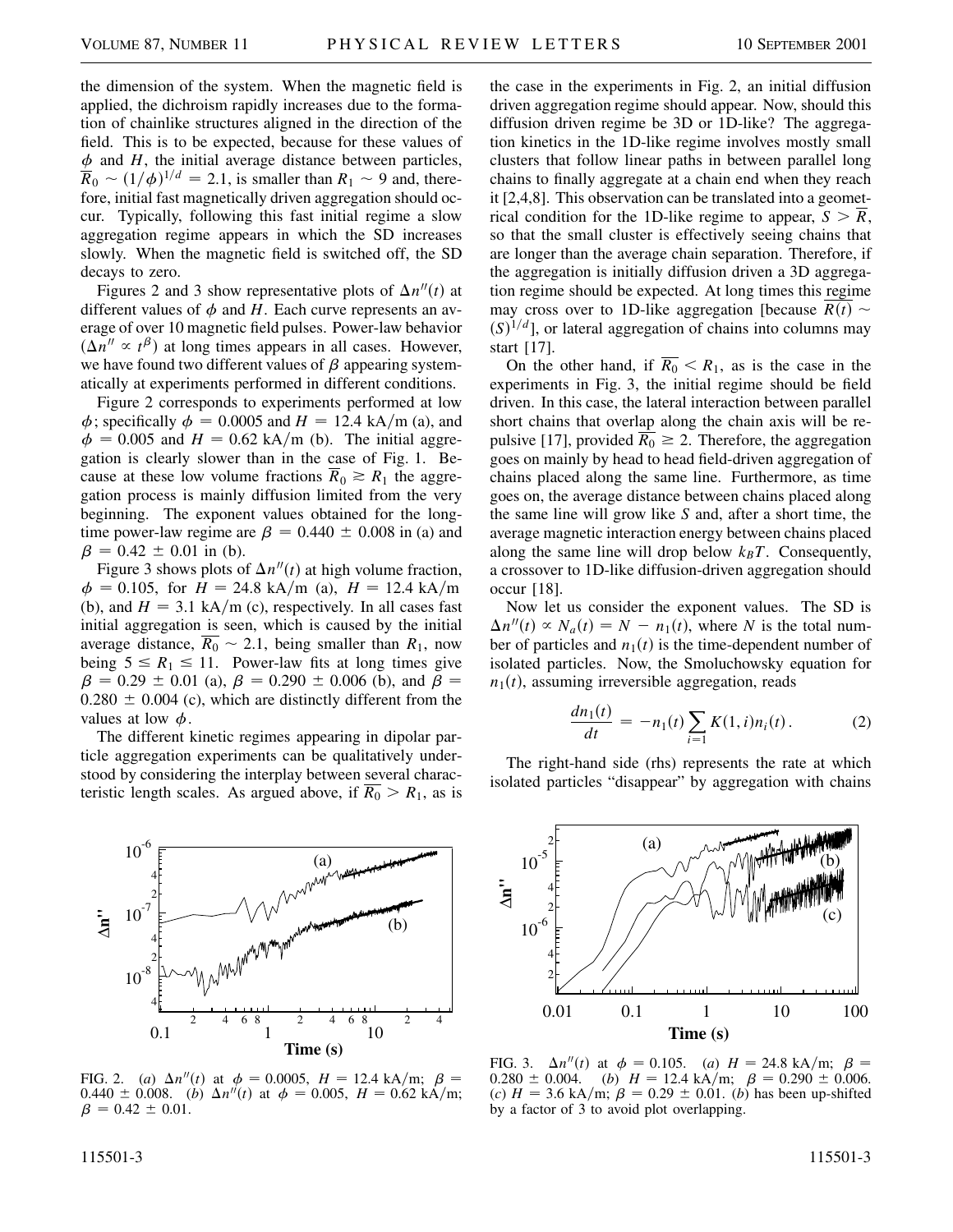the dimension of the system. When the magnetic field is applied, the dichroism rapidly increases due to the formation of chainlike structures aligned in the direction of the field. This is to be expected, because for these values of $\phi$ and $H$, the initial average distance between particles, $\overline{R}_0 \sim (1/\phi)^{1/d} = 2.1$, is smaller than $R_1 \sim 9$ and, therefore, initial fast magnetically driven aggregation should occur. Typically, following this fast initial regime a slow aggregation regime appears in which the SD increases slowly. When the magnetic field is switched off, the SD decays to zero.

Figures 2 and 3 show representative plots of $\Delta n''(t)$ at different values of $\phi$ and $H$. Each curve represents an average of over 10 magnetic field pulses. Power-law behavior ($\Delta n'' \propto t^{\beta}$) at long times appears in all cases. However, we have found two different values of $\beta$ appearing systematically at experiments performed in different conditions.

Figure 2 corresponds to experiments performed at low $\phi$; specifically $\phi = 0.0005$ and $H = 12.4$ kA/m (a), and $\phi = 0.005$ and $H = 0.62$ kA/m (b). The initial aggregation is clearly slower than in the case of Fig. 1. Because at these low volume fractions $\overline{R}_0 \gtrsim R_1$ the aggregation process is mainly diffusion limited from the very beginning. The exponent values obtained for the long-time power-law regime are $\beta = 0.440 \pm 0.008$ in (a) and $\beta = 0.42 \pm 0.01$ in (b).

Figure 3 shows plots of $\Delta n''(t)$ at high volume fraction, $\phi = 0.105$, for $H = 24.8$ kA/m (a), $H = 12.4$ kA/m (b), and $H = 3.1$ kA/m (c), respectively. In all cases fast initial aggregation is seen, which is caused by the initial average distance, $\overline{R_0} \sim 2.1$, being smaller than $R_1$, now being $5 \leq R_1 \leq 11$. Power-law fits at long times give $\beta = 0.29 \pm 0.01$ (a), $\beta = 0.290 \pm 0.006$ (b), and $\beta = 0.280 \pm 0.004$ (c), which are distinctly different from the values at low $\phi$.

The different kinetic regimes appearing in dipolar particle aggregation experiments can be qualitatively understood by considering the interplay between several characteristic length scales. As argued above, if $\overline{R_0} > R_1$, as is the case in the experiments in Fig. 2, an initial diffusion driven aggregation regime should appear. Now, should this diffusion driven regime be 3D or 1D-like? The aggregation kinetics in the 1D-like regime involves mostly small clusters that follow linear paths in between parallel long chains to finally aggregate at a chain end when they reach it [2,4,8]. This observation can be translated into a geometrical condition for the 1D-like regime to appear, $S > \overline{R}$, so that the small cluster is effectively seeing chains that are longer than the average chain separation. Therefore, if the aggregation is initially diffusion driven a 3D aggregation regime should be expected. At long times this regime may cross over to 1D-like aggregation [because $\overline{R(t)} \sim (S)^{1/d}$], or lateral aggregation of chains into columns may start [17].

On the other hand, if $\overline{R_0} < R_1$, as is the case in the experiments in Fig. 3, the initial regime should be field driven. In this case, the lateral interaction between parallel short chains that overlap along the chain axis will be repulsive [17], provided $\overline{R_0} \geq 2$. Therefore, the aggregation goes on mainly by head to head field-driven aggregation of chains placed along the same line. Furthermore, as time goes on, the average distance between chains placed along the same line will grow like $S$ and, after a short time, the average magnetic interaction energy between chains placed along the same line will drop below $k_B T$. Consequently, a crossover to 1D-like diffusion-driven aggregation should occur [18].

Now let us consider the exponent values. The SD is $\Delta n''(t) \propto N_a(t) = N - n_1(t)$, where $N$ is the total number of particles and $n_1(t)$ is the time-dependent number of isolated particles. Now, the Smoluchowsky equation for $n_1(t)$, assuming irreversible aggregation, reads

$$\frac{dn_1(t)}{dt} = -n_1(t) \sum_{i=1} K(1, i) n_i(t). \qquad (2)$$

The right-hand side (rhs) represents the rate at which isolated particles "disappear" by aggregation with chains

$10^{-6}$
4
2
$10^{-7}$
4
2
$10^{-8}$
4
2 4 6 8 2 4 6 8 2 4
0.1 1 10
Time (s)
$\Delta n''$
(a)
(b)

FIG. 2. (*a*) $\Delta n''(t)$ at $\phi = 0.0005$, $H = 12.4$ kA/m; $\beta = 0.440 \pm 0.008$. (*b*) $\Delta n''(t)$ at $\phi = 0.005$, $H = 0.62$ kA/m; $\beta = 0.42 \pm 0.01$.

2
$10^{-5}$
4
2
$10^{-6}$
4
2
0.01 0.1 1 10 100
Time (s)
$\Delta n''$
(a)
(b)
(c)

FIG. 3. $\Delta n''(t)$ at $\phi = 0.105$. (*a*) $H = 24.8$ kA/m; $\beta = 0.280 \pm 0.004$. (*b*) $H = 12.4$ kA/m; $\beta = 0.290 \pm 0.006$. (*c*) $H = 3.6$ kA/m; $\beta = 0.29 \pm 0.01$. (*b*) has been up-shifted by a factor of 3 to avoid plot overlapping.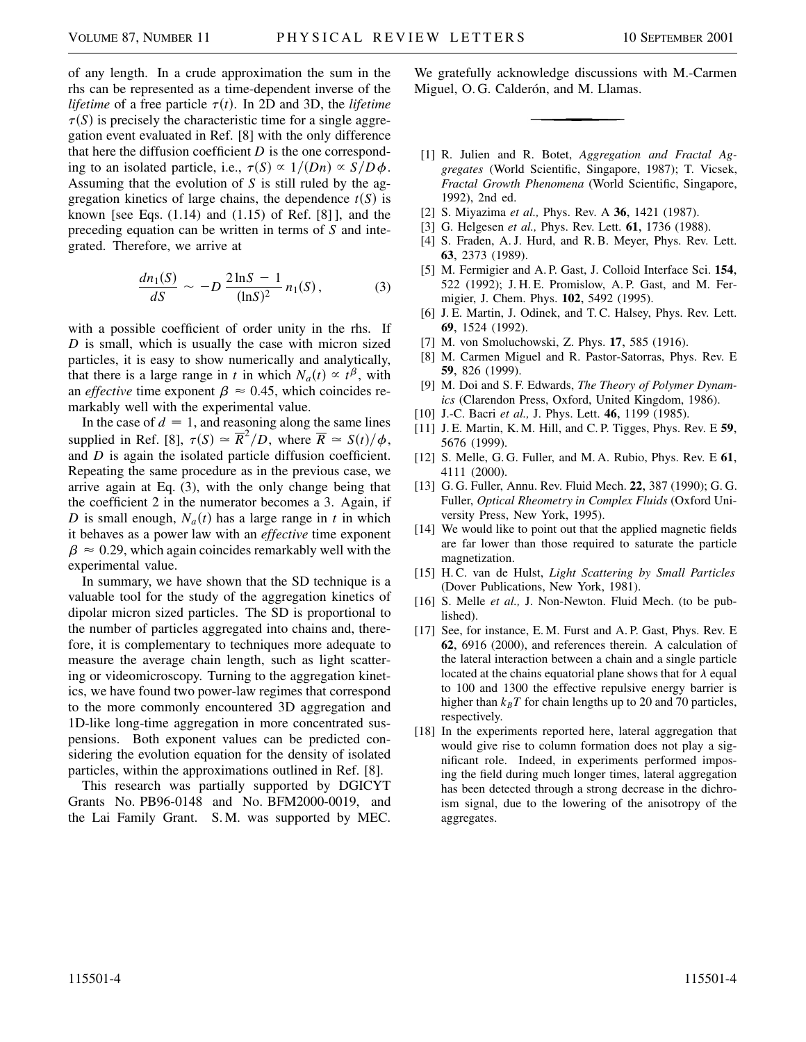of any length. In a crude approximation the sum in the rhs can be represented as a time-dependent inverse of the *lifetime* of a free particle $\tau(t)$. In 2D and 3D, the *lifetime* $\tau(S)$ is precisely the characteristic time for a single aggregation event evaluated in Ref. [8] with the only difference that here the diffusion coefficient $D$ is the one corresponding to an isolated particle, i.e., $\tau(S) \propto 1/(Dn) \propto S/D\phi$. Assuming that the evolution of $S$ is still ruled by the aggregation kinetics of large chains, the dependence $t(S)$ is known [see Eqs. (1.14) and (1.15) of Ref. [8]], and the preceding equation can be written in terms of $S$ and integrated. Therefore, we arrive at

$$\frac{dn_1(S)}{dS} \sim -D \frac{2 \ln S - 1}{(\ln S)^2} n_1(S), \tag{3}$$

with a possible coefficient of order unity in the rhs. If $D$ is small, which is usually the case with micron sized particles, it is easy to show numerically and analytically, that there is a large range in $t$ in which $N_a(t) \propto t^{\beta}$, with an *effective* time exponent $\beta \approx 0.45$, which coincides remarkably well with the experimental value.

In the case of $d = 1$, and reasoning along the same lines supplied in Ref. [8], $\tau(S) \simeq \overline{R}^2/D$, where $\overline{R} \simeq S(t)/\phi$, and $D$ is again the isolated particle diffusion coefficient. Repeating the same procedure as in the previous case, we arrive again at Eq. (3), with the only change being that the coefficient 2 in the numerator becomes a 3. Again, if $D$ is small enough, $N_a(t)$ has a large range in $t$ in which it behaves as a power law with an *effective* time exponent $\beta \approx 0.29$, which again coincides remarkably well with the experimental value.

In summary, we have shown that the SD technique is a valuable tool for the study of the aggregation kinetics of dipolar micron sized particles. The SD is proportional to the number of particles aggregated into chains and, therefore, it is complementary to techniques more adequate to measure the average chain length, such as light scattering or videomicroscopy. Turning to the aggregation kinetics, we have found two power-law regimes that correspond to the more commonly encountered 3D aggregation and 1D-like long-time aggregation in more concentrated suspensions. Both exponent values can be predicted considering the evolution equation for the density of isolated particles, within the approximations outlined in Ref. [8].

This research was partially supported by DGICYT Grants No. PB96-0148 and No. BFM2000-0019, and the Lai Family Grant. S. M. was supported by MEC. We gratefully acknowledge discussions with M.-Carmen Miguel, O. G. Calderón, and M. Llamas.

---

[1] R. Julien and R. Botet, *Aggregation and Fractal Aggregates* (World Scientific, Singapore, 1987); T. Vicsek, *Fractal Growth Phenomena* (World Scientific, Singapore, 1992), 2nd ed.

[2] S. Miyazima *et al.,* Phys. Rev. A **36**, 1421 (1987).

[3] G. Helgesen *et al.,* Phys. Rev. Lett. **61**, 1736 (1988).

[4] S. Fraden, A. J. Hurd, and R. B. Meyer, Phys. Rev. Lett. **63**, 2373 (1989).

[5] M. Fermigier and A. P. Gast, J. Colloid Interface Sci. **154**, 522 (1992); J. H. E. Promislow, A. P. Gast, and M. Fermigier, J. Chem. Phys. **102**, 5492 (1995).

[6] J. E. Martin, J. Odinek, and T. C. Halsey, Phys. Rev. Lett. **69**, 1524 (1992).

[7] M. von Smoluchowski, Z. Phys. **17**, 585 (1916).

[8] M. Carmen Miguel and R. Pastor-Satorras, Phys. Rev. E **59**, 826 (1999).

[9] M. Doi and S. F. Edwards, *The Theory of Polymer Dynamics* (Clarendon Press, Oxford, United Kingdom, 1986).

[10] J.-C. Bacri *et al.,* J. Phys. Lett. **46**, 1199 (1985).

[11] J. E. Martin, K. M. Hill, and C. P. Tigges, Phys. Rev. E **59**, 5676 (1999).

[12] S. Melle, G. G. Fuller, and M. A. Rubio, Phys. Rev. E **61**, 4111 (2000).

[13] G. G. Fuller, Annu. Rev. Fluid Mech. **22**, 387 (1990); G. G. Fuller, *Optical Rheometry in Complex Fluids* (Oxford University Press, New York, 1995).

[14] We would like to point out that the applied magnetic fields are far lower than those required to saturate the particle magnetization.

[15] H. C. van de Hulst, *Light Scattering by Small Particles* (Dover Publications, New York, 1981).

[16] S. Melle *et al.,* J. Non-Newton. Fluid Mech. (to be published).

[17] See, for instance, E. M. Furst and A. P. Gast, Phys. Rev. E **62**, 6916 (2000), and references therein. A calculation of the lateral interaction between a chain and a single particle located at the chains equatorial plane shows that for $\lambda$ equal to 100 and 1300 the effective repulsive energy barrier is higher than $k_B T$ for chain lengths up to 20 and 70 particles, respectively.

[18] In the experiments reported here, lateral aggregation that would give rise to column formation does not play a significant role. Indeed, in experiments performed imposing the field during much longer times, lateral aggregation has been detected through a strong decrease in the dichroism signal, due to the lowering of the anisotropy of the aggregates.